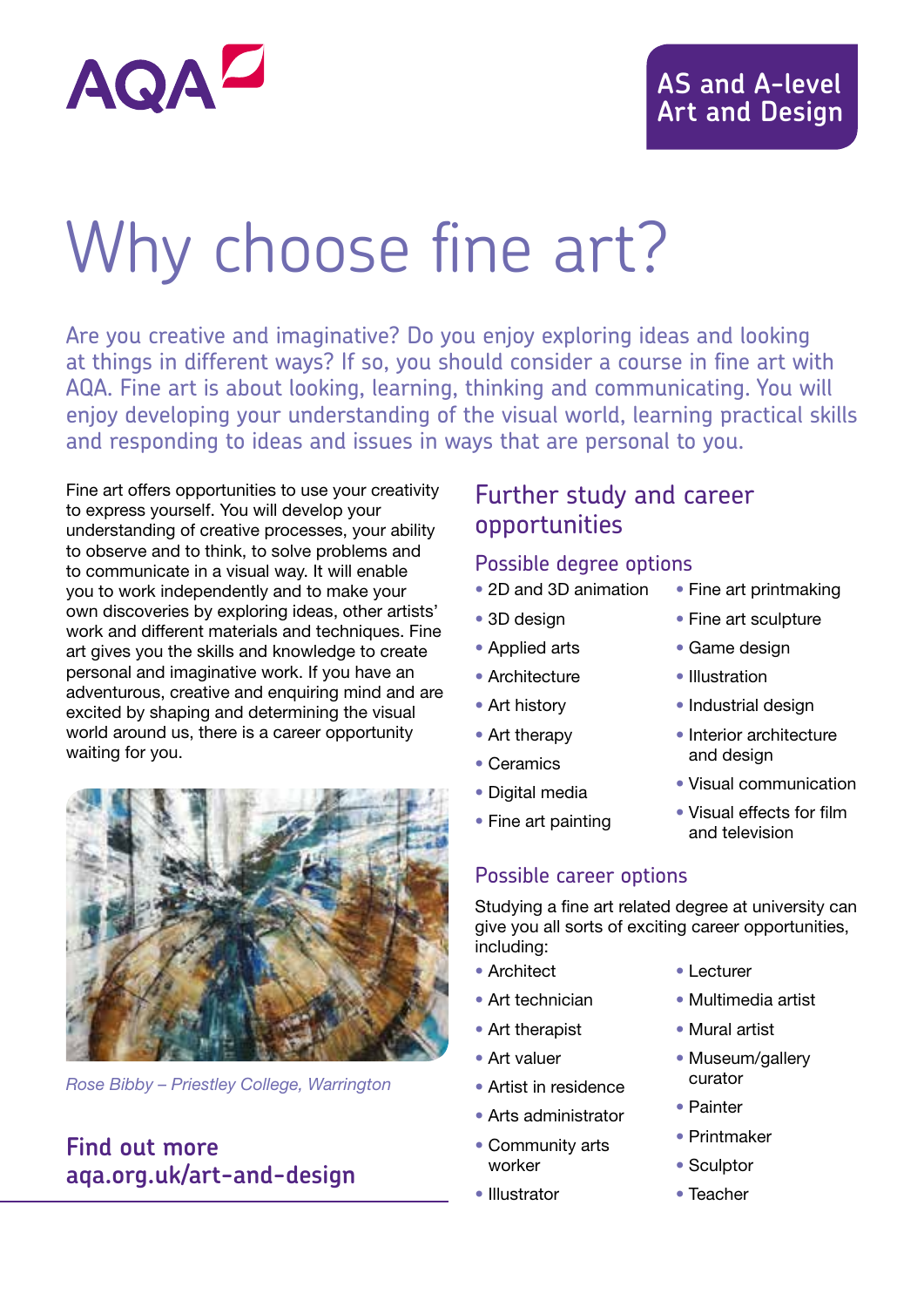AQA

AS and A-level Art and Design

# Why choose fine art?

Are you creative and imaginative? Do you enjoy exploring ideas and looking at things in different ways? If so, you should consider a course in fine art with AQA. Fine art is about looking, learning, thinking and communicating. You will enjoy developing your understanding of the visual world, learning practical skills and responding to ideas and issues in ways that are personal to you.

Fine art offers opportunities to use your creativity to express yourself. You will develop your understanding of creative processes, your ability to observe and to think, to solve problems and to communicate in a visual way. It will enable you to work independently and to make your own discoveries by exploring ideas, other artists' work and different materials and techniques. Fine art gives you the skills and knowledge to create personal and imaginative work. If you have an adventurous, creative and enquiring mind and are excited by shaping and determining the visual world around us, there is a career opportunity waiting for you.

*Rose Bibby – Priestley College, Warrington*

## Find out more
**aqa.org.uk/art-and-design**

## Further study and career opportunities

### Possible degree options

- 2D and 3D animation
- 3D design
- Applied arts
- Architecture
- Art history
- Art therapy
- Ceramics
- Digital media
- Fine art painting
- Fine art printmaking
- Fine art sculpture
- Game design
- Illustration
- Industrial design
- Interior architecture and design
- Visual communication
- Visual effects for film and television

### Possible career options

Studying a fine art related degree at university can give you all sorts of exciting career opportunities, including:

- Architect
- Art technician
- Art therapist
- Art valuer
- Artist in residence
- Arts administrator
- Community arts worker
- Illustrator
- Lecturer
- Multimedia artist
- Mural artist
- Museum/gallery curator
- Painter
- Printmaker
- Sculptor
- Teacher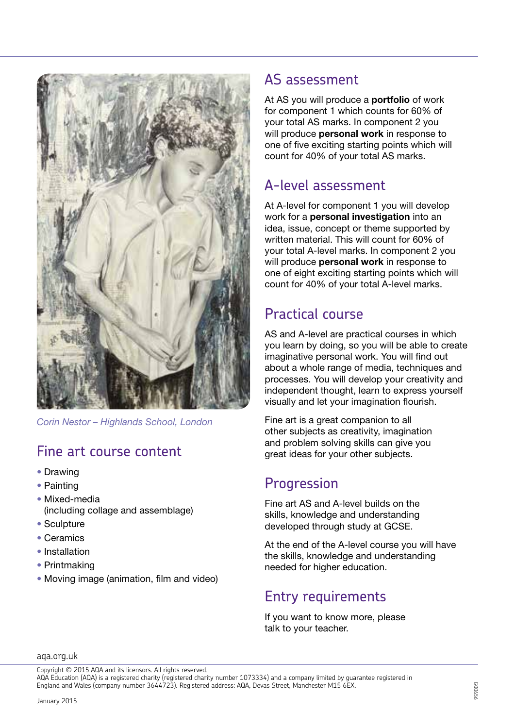*Corin Nestor – Highlands School, London*

## Fine art course content

- Drawing
- Painting
- Mixed-media (including collage and assemblage)
- Sculpture
- Ceramics
- Installation
- Printmaking
- Moving image (animation, film and video)

## AS assessment

At AS you will produce a **portfolio** of work for component 1 which counts for 60% of your total AS marks. In component 2 you will produce **personal work** in response to one of five exciting starting points which will count for 40% of your total AS marks.

## A-level assessment

At A-level for component 1 you will develop work for a **personal investigation** into an idea, issue, concept or theme supported by written material. This will count for 60% of your total A-level marks. In component 2 you will produce **personal work** in response to one of eight exciting starting points which will count for 40% of your total A-level marks.

## Practical course

AS and A-level are practical courses in which you learn by doing, so you will be able to create imaginative personal work. You will find out about a whole range of media, techniques and processes. You will develop your creativity and independent thought, learn to express yourself visually and let your imagination flourish.

Fine art is a great companion to all other subjects as creativity, imagination and problem solving skills can give you great ideas for your other subjects.

## Progression

Fine art AS and A-level builds on the skills, knowledge and understanding developed through study at GCSE.

At the end of the A-level course you will have the skills, knowledge and understanding needed for higher education.

## Entry requirements

If you want to know more, please talk to your teacher.

aqa.org.uk

Copyright © 2015 AQA and its licensors. All rights reserved.
AQA Education (AQA) is a registered charity (registered charity number 1073334) and a company limited by guarantee registered in England and Wales (company number 3644723). Registered address: AQA, Devas Street, Manchester M15 6EX.

January 2015

G00656